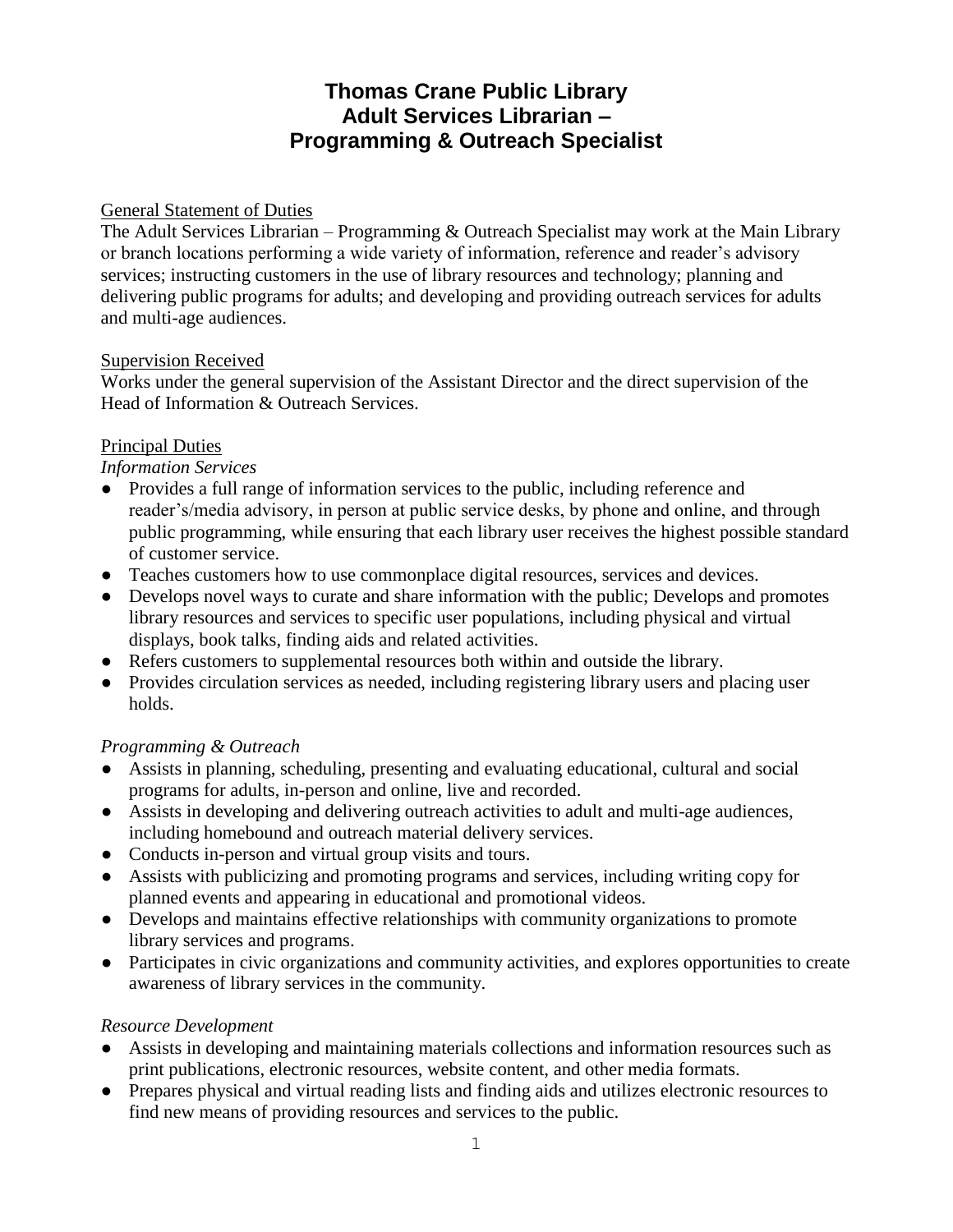# Thomas Crane Public Library
# Adult Services Librarian –
# Programming & Outreach Specialist

General Statement of Duties

The Adult Services Librarian – Programming & Outreach Specialist may work at the Main Library or branch locations performing a wide variety of information, reference and reader's advisory services; instructing customers in the use of library resources and technology; planning and delivering public programs for adults; and developing and providing outreach services for adults and multi-age audiences.

Supervision Received

Works under the general supervision of the Assistant Director and the direct supervision of the Head of Information & Outreach Services.

Principal Duties

*Information Services*

- Provides a full range of information services to the public, including reference and reader's/media advisory, in person at public service desks, by phone and online, and through public programming, while ensuring that each library user receives the highest possible standard of customer service.
- Teaches customers how to use commonplace digital resources, services and devices.
- Develops novel ways to curate and share information with the public; Develops and promotes library resources and services to specific user populations, including physical and virtual displays, book talks, finding aids and related activities.
- Refers customers to supplemental resources both within and outside the library.
- Provides circulation services as needed, including registering library users and placing user holds.

*Programming & Outreach*

- Assists in planning, scheduling, presenting and evaluating educational, cultural and social programs for adults, in-person and online, live and recorded.
- Assists in developing and delivering outreach activities to adult and multi-age audiences, including homebound and outreach material delivery services.
- Conducts in-person and virtual group visits and tours.
- Assists with publicizing and promoting programs and services, including writing copy for planned events and appearing in educational and promotional videos.
- Develops and maintains effective relationships with community organizations to promote library services and programs.
- Participates in civic organizations and community activities, and explores opportunities to create awareness of library services in the community.

*Resource Development*

- Assists in developing and maintaining materials collections and information resources such as print publications, electronic resources, website content, and other media formats.
- Prepares physical and virtual reading lists and finding aids and utilizes electronic resources to find new means of providing resources and services to the public.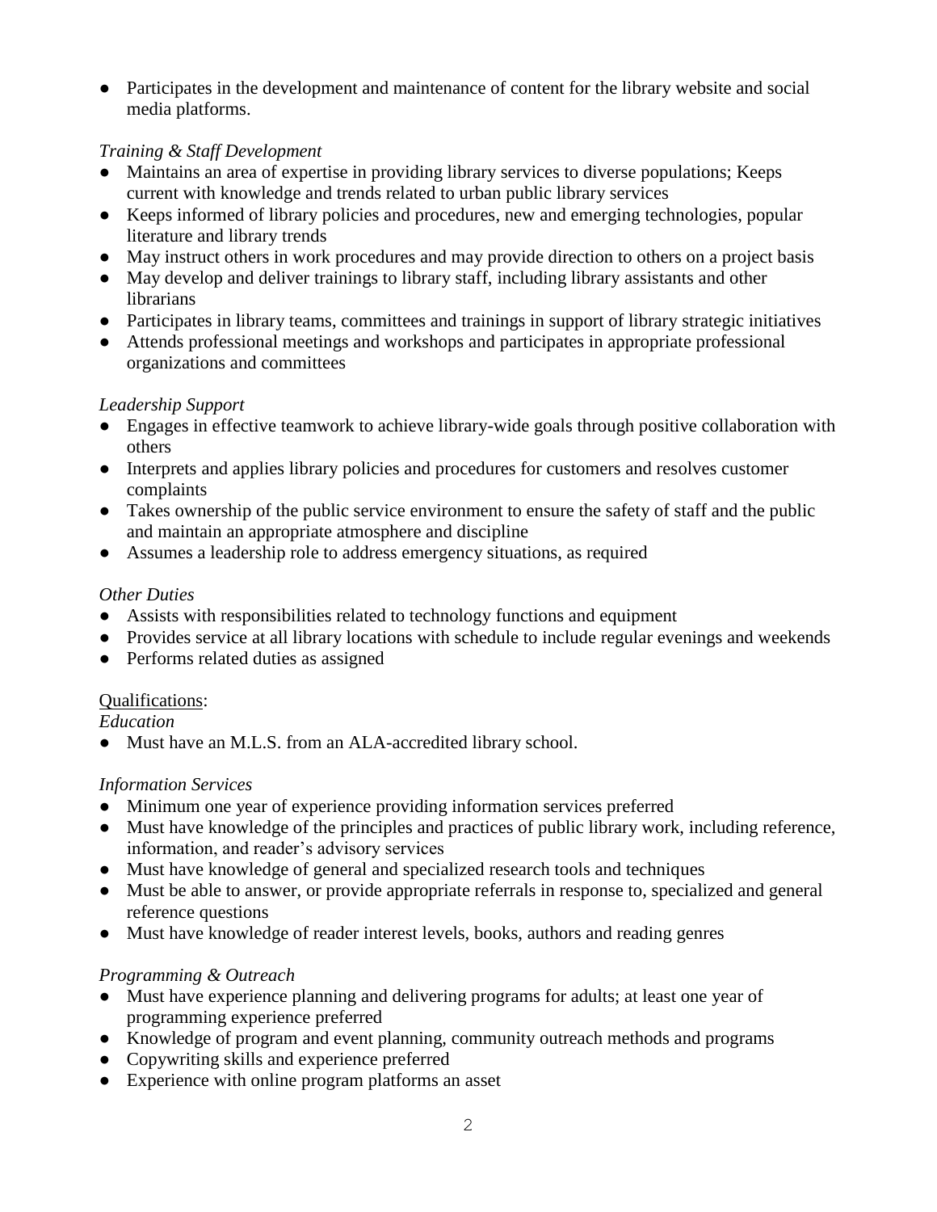- Participates in the development and maintenance of content for the library website and social media platforms.

*Training & Staff Development*

- Maintains an area of expertise in providing library services to diverse populations; Keeps current with knowledge and trends related to urban public library services
- Keeps informed of library policies and procedures, new and emerging technologies, popular literature and library trends
- May instruct others in work procedures and may provide direction to others on a project basis
- May develop and deliver trainings to library staff, including library assistants and other librarians
- Participates in library teams, committees and trainings in support of library strategic initiatives
- Attends professional meetings and workshops and participates in appropriate professional organizations and committees

*Leadership Support*

- Engages in effective teamwork to achieve library-wide goals through positive collaboration with others
- Interprets and applies library policies and procedures for customers and resolves customer complaints
- Takes ownership of the public service environment to ensure the safety of staff and the public and maintain an appropriate atmosphere and discipline
- Assumes a leadership role to address emergency situations, as required

*Other Duties*

- Assists with responsibilities related to technology functions and equipment
- Provides service at all library locations with schedule to include regular evenings and weekends
- Performs related duties as assigned

<u>Qualifications</u>:

*Education*

- Must have an M.L.S. from an ALA-accredited library school.

*Information Services*

- Minimum one year of experience providing information services preferred
- Must have knowledge of the principles and practices of public library work, including reference, information, and reader's advisory services
- Must have knowledge of general and specialized research tools and techniques
- Must be able to answer, or provide appropriate referrals in response to, specialized and general reference questions
- Must have knowledge of reader interest levels, books, authors and reading genres

*Programming & Outreach*

- Must have experience planning and delivering programs for adults; at least one year of programming experience preferred
- Knowledge of program and event planning, community outreach methods and programs
- Copywriting skills and experience preferred
- Experience with online program platforms an asset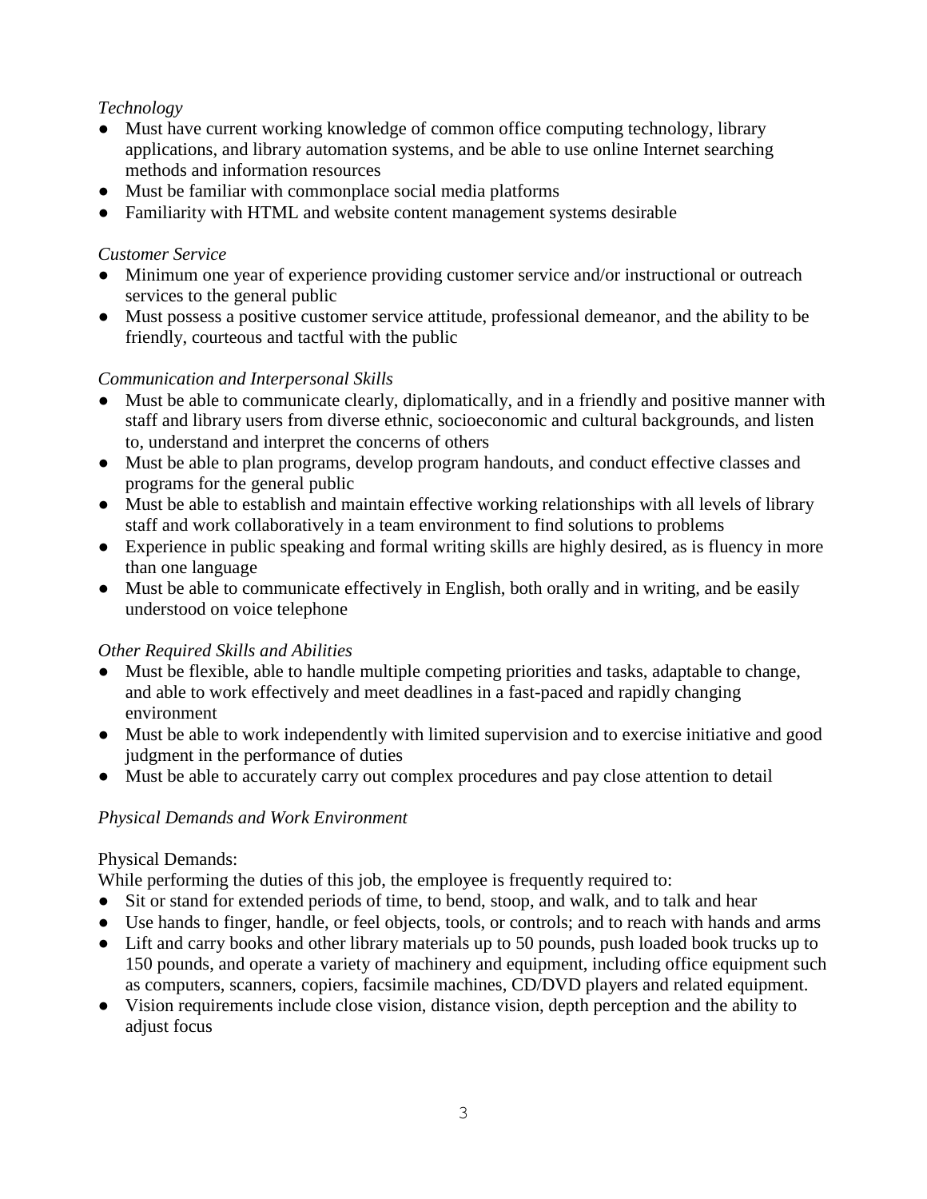*Technology*

- Must have current working knowledge of common office computing technology, library applications, and library automation systems, and be able to use online Internet searching methods and information resources
- Must be familiar with commonplace social media platforms
- Familiarity with HTML and website content management systems desirable

*Customer Service*

- Minimum one year of experience providing customer service and/or instructional or outreach services to the general public
- Must possess a positive customer service attitude, professional demeanor, and the ability to be friendly, courteous and tactful with the public

*Communication and Interpersonal Skills*

- Must be able to communicate clearly, diplomatically, and in a friendly and positive manner with staff and library users from diverse ethnic, socioeconomic and cultural backgrounds, and listen to, understand and interpret the concerns of others
- Must be able to plan programs, develop program handouts, and conduct effective classes and programs for the general public
- Must be able to establish and maintain effective working relationships with all levels of library staff and work collaboratively in a team environment to find solutions to problems
- Experience in public speaking and formal writing skills are highly desired, as is fluency in more than one language
- Must be able to communicate effectively in English, both orally and in writing, and be easily understood on voice telephone

*Other Required Skills and Abilities*

- Must be flexible, able to handle multiple competing priorities and tasks, adaptable to change, and able to work effectively and meet deadlines in a fast-paced and rapidly changing environment
- Must be able to work independently with limited supervision and to exercise initiative and good judgment in the performance of duties
- Must be able to accurately carry out complex procedures and pay close attention to detail

*Physical Demands and Work Environment*

Physical Demands:
While performing the duties of this job, the employee is frequently required to:

- Sit or stand for extended periods of time, to bend, stoop, and walk, and to talk and hear
- Use hands to finger, handle, or feel objects, tools, or controls; and to reach with hands and arms
- Lift and carry books and other library materials up to 50 pounds, push loaded book trucks up to 150 pounds, and operate a variety of machinery and equipment, including office equipment such as computers, scanners, copiers, facsimile machines, CD/DVD players and related equipment.
- Vision requirements include close vision, distance vision, depth perception and the ability to adjust focus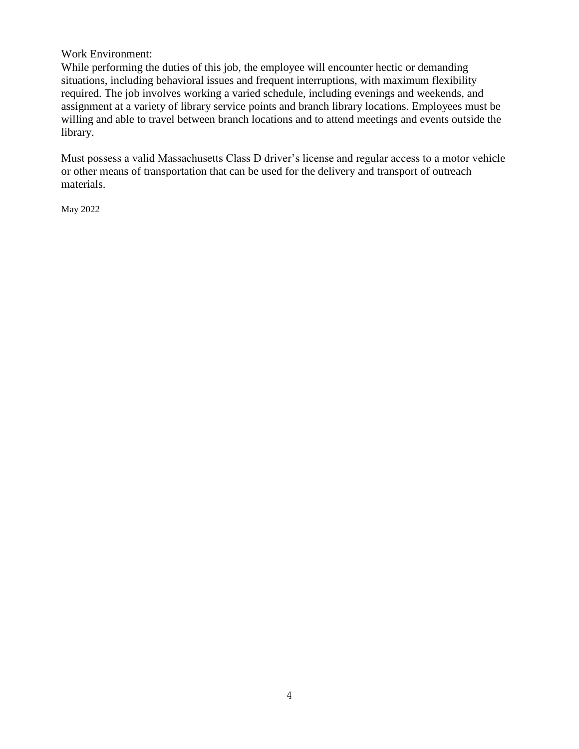Work Environment:

While performing the duties of this job, the employee will encounter hectic or demanding situations, including behavioral issues and frequent interruptions, with maximum flexibility required. The job involves working a varied schedule, including evenings and weekends, and assignment at a variety of library service points and branch library locations. Employees must be willing and able to travel between branch locations and to attend meetings and events outside the library.

Must possess a valid Massachusetts Class D driver's license and regular access to a motor vehicle or other means of transportation that can be used for the delivery and transport of outreach materials.

May 2022